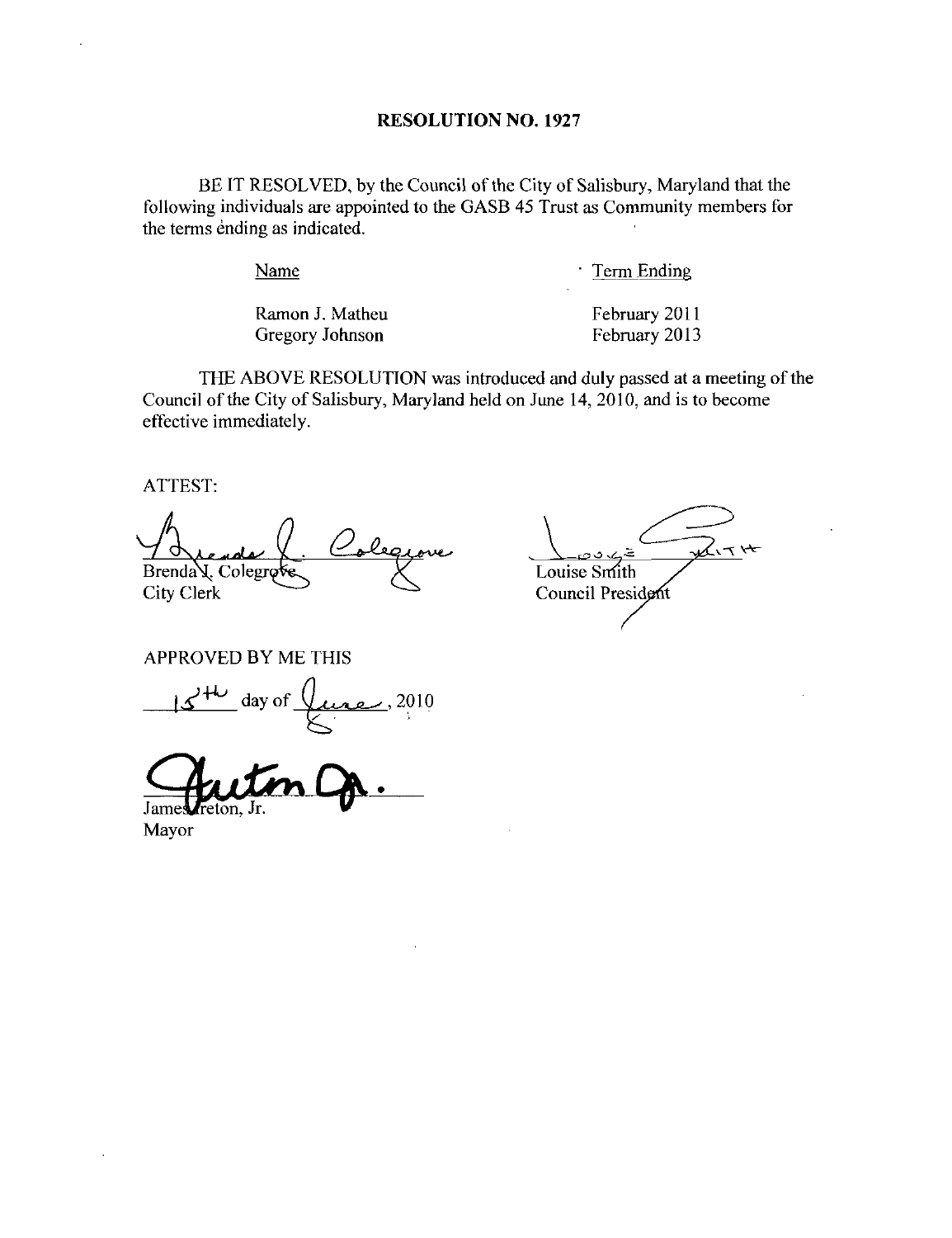# RESOLUTION NO. 1927

BE IT RESOLVED, by the Council of the City of Salisbury, Maryland that the following individuals are appointed to the GASB 45 Trust as Community members for the terms ending as indicated.

| Name | Term Ending |
|---|---|
| Ramon J. Matheu | February 2011 |
| Gregory Johnson | February 2013 |

THE ABOVE RESOLUTION was introduced and duly passed at a meeting of the Council of the City of Salisbury, Maryland held on June 14, 2010, and is to become effective immediately.

ATTEST:

Brenda J. Colegrove
City Clerk

Louise Smith
Council President

APPROVED BY ME THIS

15th day of June, 2010

James Ireton, Jr.
Mayor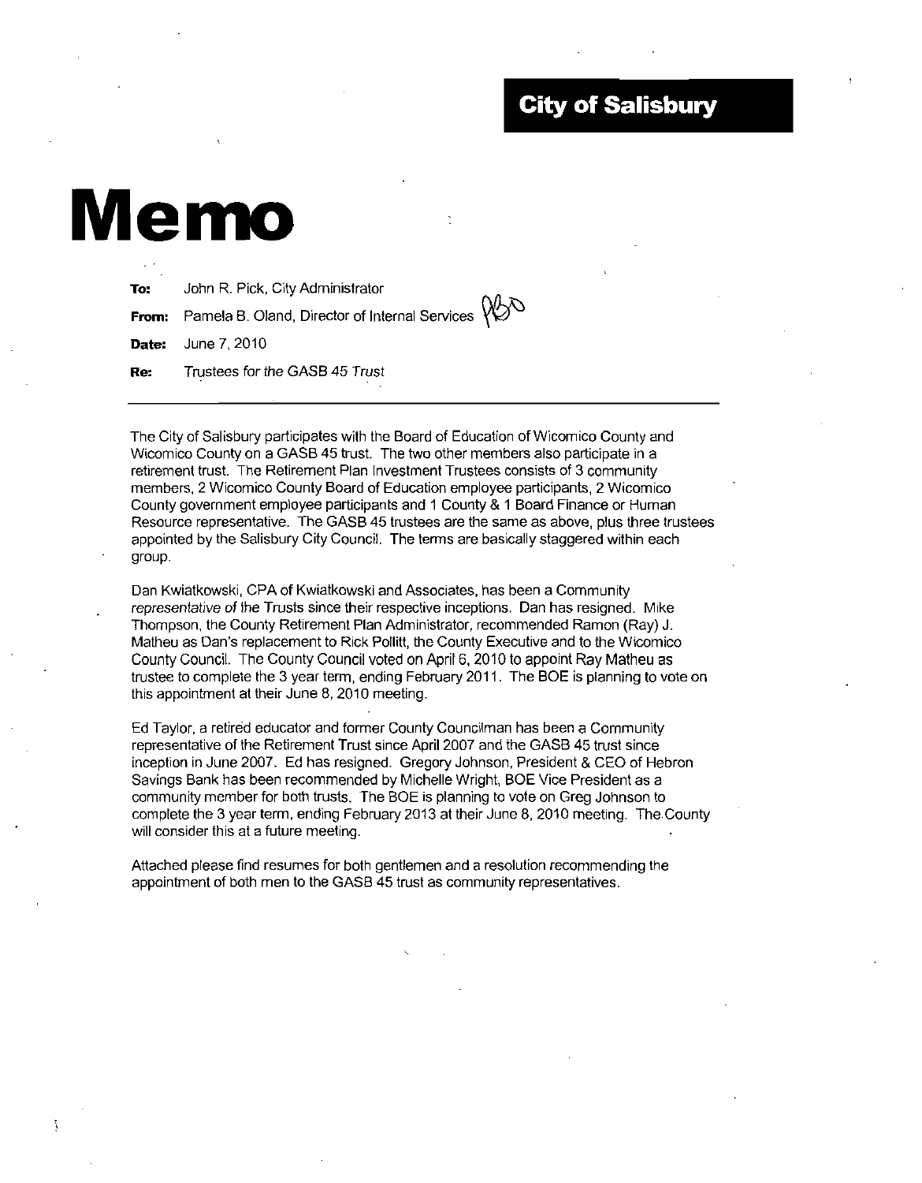**City of Salisbury**

# Memo

**To:** John R. Pick, City Administrator

**From:** Pamela B. Oland, Director of Internal Services

**Date:** June 7, 2010

**Re:** Trustees for the GASB 45 Trust

---

The City of Salisbury participates with the Board of Education of Wicomico County and Wicomico County on a GASB 45 trust. The two other members also participate in a retirement trust. The Retirement Plan Investment Trustees consists of 3 community members, 2 Wicomico County Board of Education employee participants, 2 Wicomico County government employee participants and 1 County & 1 Board Finance or Human Resource representative. The GASB 45 trustees are the same as above, plus three trustees appointed by the Salisbury City Council. The terms are basically staggered within each group.

Dan Kwiatkowski, CPA of Kwiatkowski and Associates, has been a Community representative of the Trusts since their respective inceptions. Dan has resigned. Mike Thompson, the County Retirement Plan Administrator, recommended Ramon (Ray) J. Matheu as Dan's replacement to Rick Pollitt, the County Executive and to the Wicomico County Council. The County Council voted on April 6, 2010 to appoint Ray Matheu as trustee to complete the 3 year term, ending February 2011. The BOE is planning to vote on this appointment at their June 8, 2010 meeting.

Ed Taylor, a retired educator and former County Councilman has been a Community representative of the Retirement Trust since April 2007 and the GASB 45 trust since inception in June 2007. Ed has resigned. Gregory Johnson, President & CEO of Hebron Savings Bank has been recommended by Michelle Wright, BOE Vice President as a community member for both trusts. The BOE is planning to vote on Greg Johnson to complete the 3 year term, ending February 2013 at their June 8, 2010 meeting. The County will consider this at a future meeting.

Attached please find resumes for both gentlemen and a resolution recommending the appointment of both men to the GASB 45 trust as community representatives.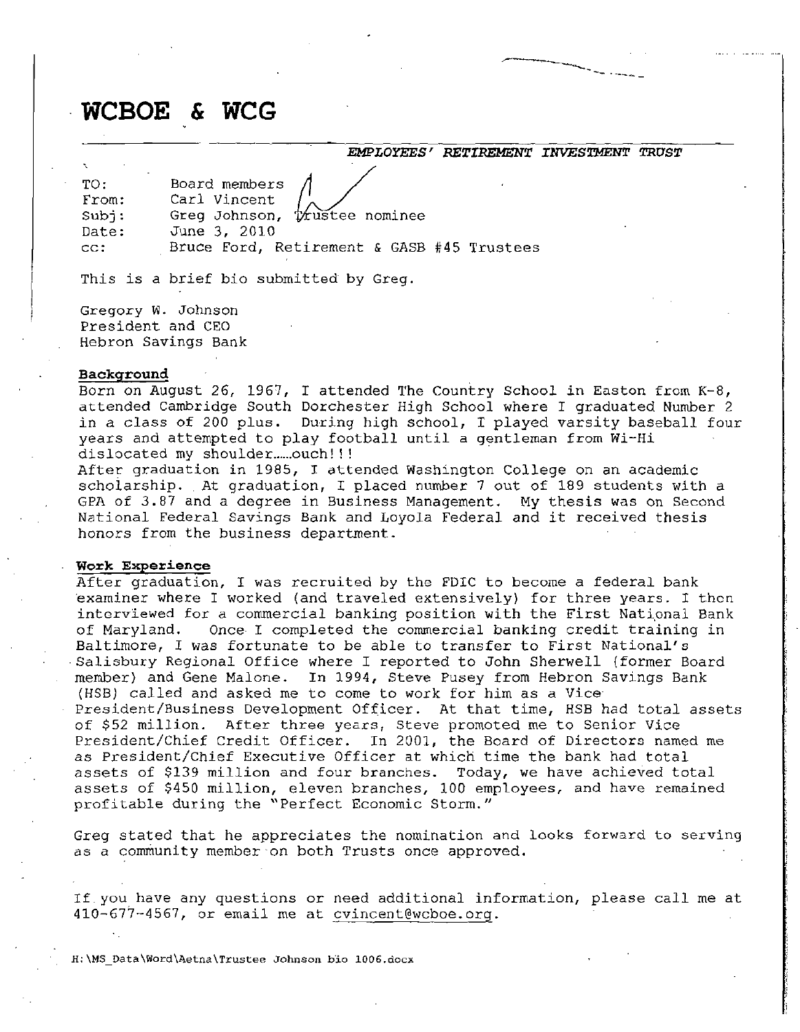# WCBOE & WCG

*EMPLOYEES' RETIREMENT INVESTMENT TRUST*

TO: Board members
From: Carl Vincent
Subj: Greg Johnson, Trustee nominee
Date: June 3, 2010
cc: Bruce Ford, Retirement & GASB #45 Trustees

This is a brief bio submitted by Greg.

Gregory W. Johnson
President and CEO
Hebron Savings Bank

**Background**

Born on August 26, 1967, I attended The Country School in Easton from K-8, attended Cambridge South Dorchester High School where I graduated Number 2 in a class of 200 plus. During high school, I played varsity baseball four years and attempted to play football until a gentleman from Wi-Hi dislocated my shoulder……ouch!!!

After graduation in 1985, I attended Washington College on an academic scholarship. At graduation, I placed number 7 out of 189 students with a GPA of 3.87 and a degree in Business Management. My thesis was on Second National Federal Savings Bank and Loyola Federal and it received thesis honors from the business department.

**Work Experience**

After graduation, I was recruited by the FDIC to become a federal bank examiner where I worked (and traveled extensively) for three years. I then interviewed for a commercial banking position with the First National Bank of Maryland. Once I completed the commercial banking credit training in Baltimore, I was fortunate to be able to transfer to First National's Salisbury Regional Office where I reported to John Sherwell (former Board member) and Gene Malone. In 1994, Steve Pusey from Hebron Savings Bank (HSB) called and asked me to come to work for him as a Vice President/Business Development Officer. At that time, HSB had total assets of $52 million. After three years, Steve promoted me to Senior Vice President/Chief Credit Officer. In 2001, the Board of Directors named me as President/Chief Executive Officer at which time the bank had total assets of $139 million and four branches. Today, we have achieved total assets of $450 million, eleven branches, 100 employees, and have remained profitable during the "Perfect Economic Storm."

Greg stated that he appreciates the nomination and looks forward to serving as a community member on both Trusts once approved.

If you have any questions or need additional information, please call me at 410-677-4567, or email me at cvincent@wcboe.org.

H:\MS_Data\Word\Aetna\Trustee Johnson bio 1006.docx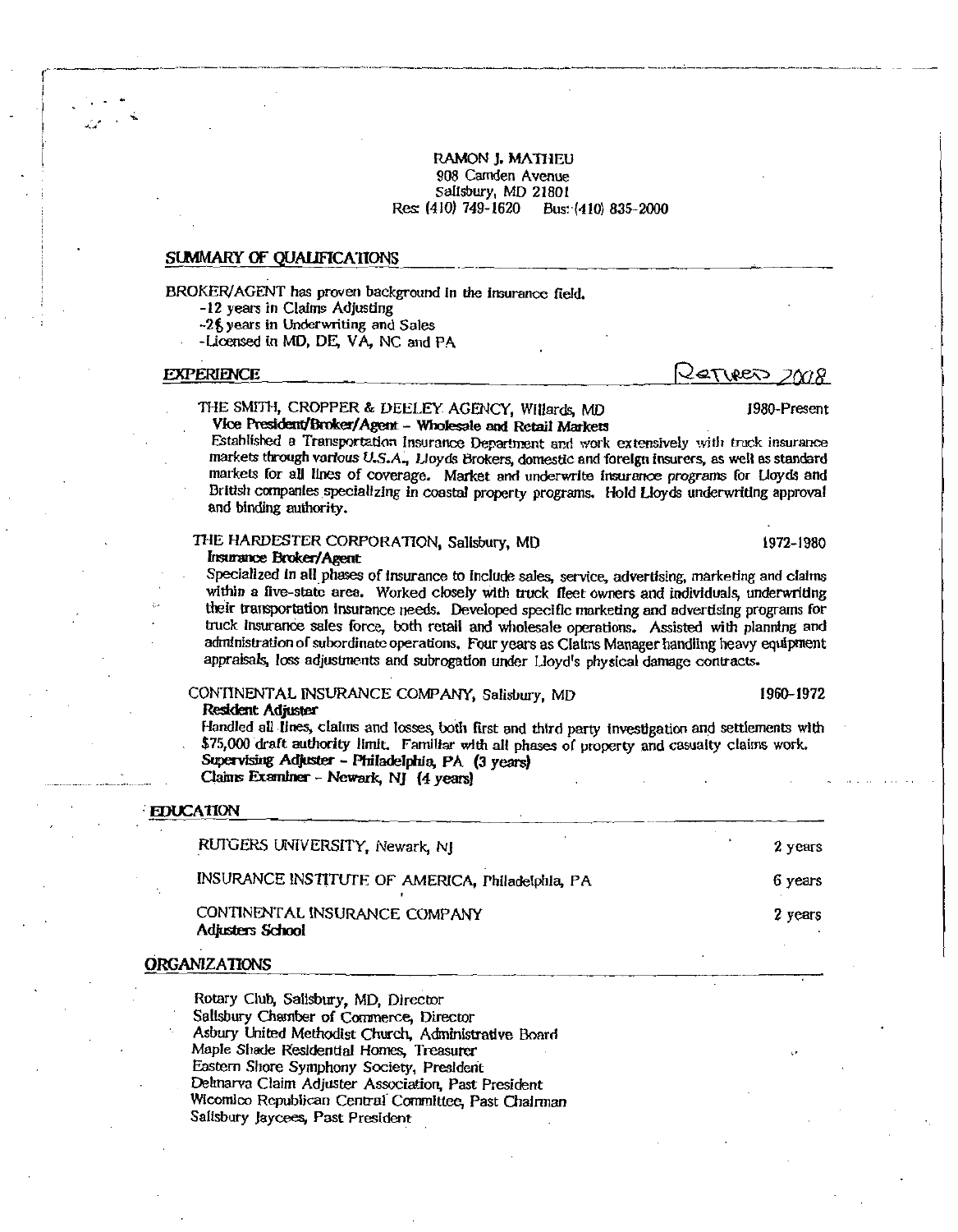RAMON J. MATHEU
908 Camden Avenue
Salisbury, MD 21801
Res: (410) 749-1620 Bus: (410) 835-2000

## SUMMARY OF QUALIFICATIONS

BROKER/AGENT has proven background in the insurance field.

- 12 years in Claims Adjusting
- 26 years in Underwriting and Sales
- Licensed in MD, DE, VA, NC and PA

## EXPERIENCE

Retired 2008

THE SMITH, CROPPER & DEELEY AGENCY, Willards, MD — 1980-Present
**Vice President/Broker/Agent – Wholesale and Retail Markets**
Established a Transportation Insurance Department and work extensively with truck insurance markets through various U.S.A., Lloyds Brokers, domestic and foreign insurers, as well as standard markets for all lines of coverage. Market and underwrite insurance programs for Lloyds and British companies specializing in coastal property programs. Hold Lloyds underwriting approval and binding authority.

THE HARDESTER CORPORATION, Salisbury, MD — 1972-1980
**Insurance Broker/Agent**
Specialized in all phases of insurance to include sales, service, advertising, marketing and claims within a five-state area. Worked closely with truck fleet owners and individuals, underwriting their transportation insurance needs. Developed specific marketing and advertising programs for truck insurance sales force, both retail and wholesale operations. Assisted with planning and administration of subordinate operations. Four years as Claims Manager handling heavy equipment appraisals, loss adjustments and subrogation under Lloyd's physical damage contracts.

CONTINENTAL INSURANCE COMPANY, Salisbury, MD — 1960-1972
**Resident Adjuster**
Handled all lines, claims and losses, both first and third party investigation and settlements with $75,000 draft authority limit. Familiar with all phases of property and casualty claims work.
**Supervising Adjuster – Philadelphia, PA (3 years)**
**Claims Examiner – Newark, NJ (4 years)**

## EDUCATION

RUTGERS UNIVERSITY, Newark, NJ — 2 years

INSURANCE INSTITUTE OF AMERICA, Philadelphia, PA — 6 years

CONTINENTAL INSURANCE COMPANY
**Adjusters School** — 2 years

## ORGANIZATIONS

Rotary Club, Salisbury, MD, Director
Salisbury Chamber of Commerce, Director
Asbury United Methodist Church, Administrative Board
Maple Shade Residential Homes, Treasurer
Eastern Shore Symphony Society, President
Delmarva Claim Adjuster Association, Past President
Wicomico Republican Central Committee, Past Chairman
Salisbury Jaycees, Past President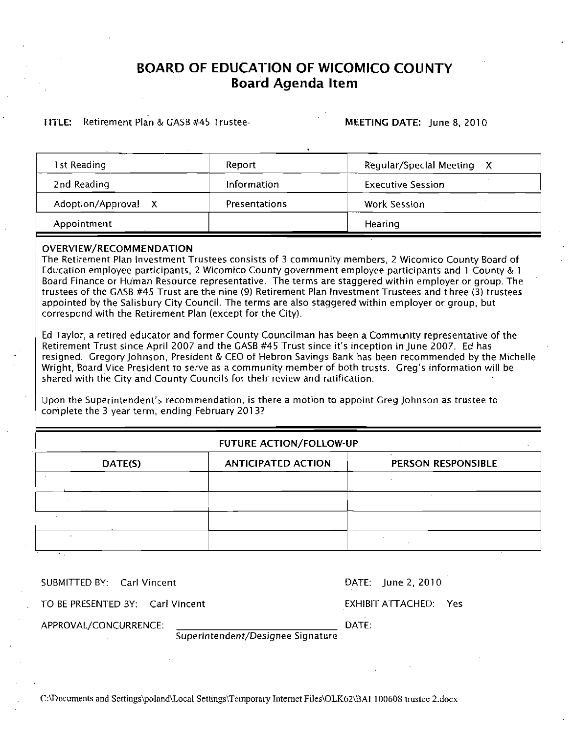# BOARD OF EDUCATION OF WICOMICO COUNTY
## Board Agenda Item

**TITLE:** Retirement Plan & GASB #45 Trustee-

**MEETING DATE:** June 8, 2010

| | | |
|---|---|---|
| 1st Reading | Report | Regular/Special Meeting X |
| 2nd Reading | Information | Executive Session |
| Adoption/Approval X | Presentations | Work Session |
| Appointment | | Hearing |

**OVERVIEW/RECOMMENDATION**

The Retirement Plan Investment Trustees consists of 3 community members, 2 Wicomico County Board of Education employee participants, 2 Wicomico County government employee participants and 1 County & 1 Board Finance or Human Resource representative. The terms are staggered within employer or group. The trustees of the GASB #45 Trust are the nine (9) Retirement Plan Investment Trustees and three (3) trustees appointed by the Salisbury City Council. The terms are also staggered within employer or group, but correspond with the Retirement Plan (except for the City).

Ed Taylor, a retired educator and former County Councilman has been a Community representative of the Retirement Trust since April 2007 and the GASB #45 Trust since it's inception in June 2007. Ed has resigned. Gregory Johnson, President & CEO of Hebron Savings Bank has been recommended by the Michelle Wright, Board Vice President to serve as a community member of both trusts. Greg's information will be shared with the City and County Councils for their review and ratification.

Upon the Superintendent's recommendation, is there a motion to appoint Greg Johnson as trustee to complete the 3 year term, ending February 2013?

**FUTURE ACTION/FOLLOW-UP**

| DATE(S) | ANTICIPATED ACTION | PERSON RESPONSIBLE |
|---|---|---|
| | | |
| | | |
| | | |
| | | |

SUBMITTED BY: Carl Vincent

DATE: June 2, 2010

TO BE PRESENTED BY: Carl Vincent

EXHIBIT ATTACHED: Yes

APPROVAL/CONCURRENCE: ______________________________

Superintendent/Designee Signature

DATE:

C:\Documents and Settings\poland\Local Settings\Temporary Internet Files\OLK62\BAI 100608 trustee 2.docx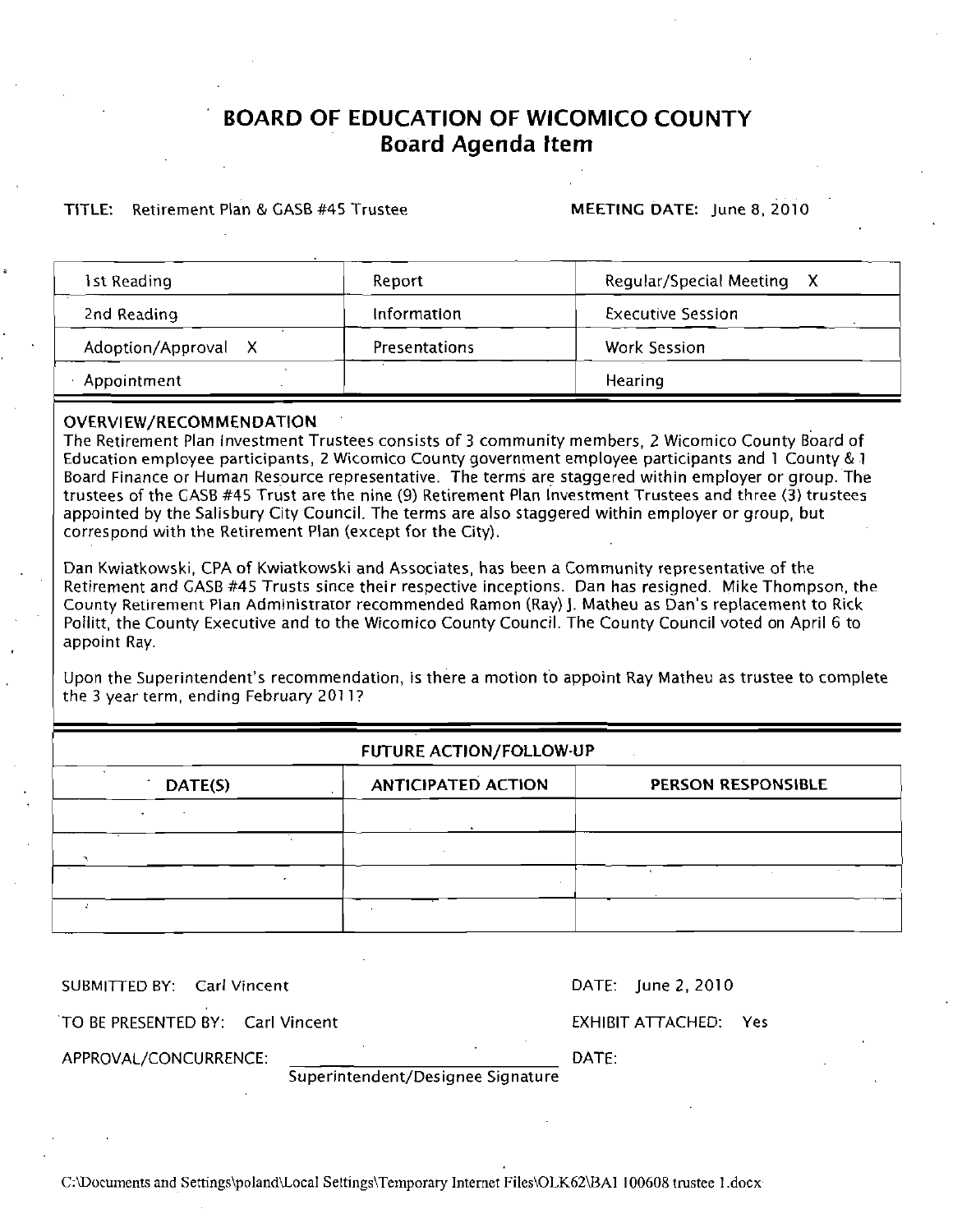# BOARD OF EDUCATION OF WICOMICO COUNTY
## Board Agenda Item

**TITLE:** Retirement Plan & GASB #45 Trustee **MEETING DATE:** June 8, 2010

| | | |
|---|---|---|
| 1st Reading | Report | Regular/Special Meeting X |
| 2nd Reading | Information | Executive Session |
| Adoption/Approval X | Presentations | Work Session |
| Appointment | | Hearing |

**OVERVIEW/RECOMMENDATION**

The Retirement Plan Investment Trustees consists of 3 community members, 2 Wicomico County Board of Education employee participants, 2 Wicomico County government employee participants and 1 County & 1 Board Finance or Human Resource representative. The terms are staggered within employer or group. The trustees of the GASB #45 Trust are the nine (9) Retirement Plan Investment Trustees and three (3) trustees appointed by the Salisbury City Council. The terms are also staggered within employer or group, but correspond with the Retirement Plan (except for the City).

Dan Kwiatkowski, CPA of Kwiatkowski and Associates, has been a Community representative of the Retirement and GASB #45 Trusts since their respective inceptions. Dan has resigned. Mike Thompson, the County Retirement Plan Administrator recommended Ramon (Ray) J. Matheu as Dan's replacement to Rick Pollitt, the County Executive and to the Wicomico County Council. The County Council voted on April 6 to appoint Ray.

Upon the Superintendent's recommendation, is there a motion to appoint Ray Matheu as trustee to complete the 3 year term, ending February 2011?

**FUTURE ACTION/FOLLOW-UP**

| DATE(S) | ANTICIPATED ACTION | PERSON RESPONSIBLE |
|---|---|---|
| | | |
| | | |
| | | |
| | | |

SUBMITTED BY: Carl Vincent DATE: June 2, 2010

TO BE PRESENTED BY: Carl Vincent EXHIBIT ATTACHED: Yes

APPROVAL/CONCURRENCE: ____________________ DATE:

Superintendent/Designee Signature

C:\Documents and Settings\poland\Local Settings\Temporary Internet Files\OLK62\BAI 100608 trustee 1.docx